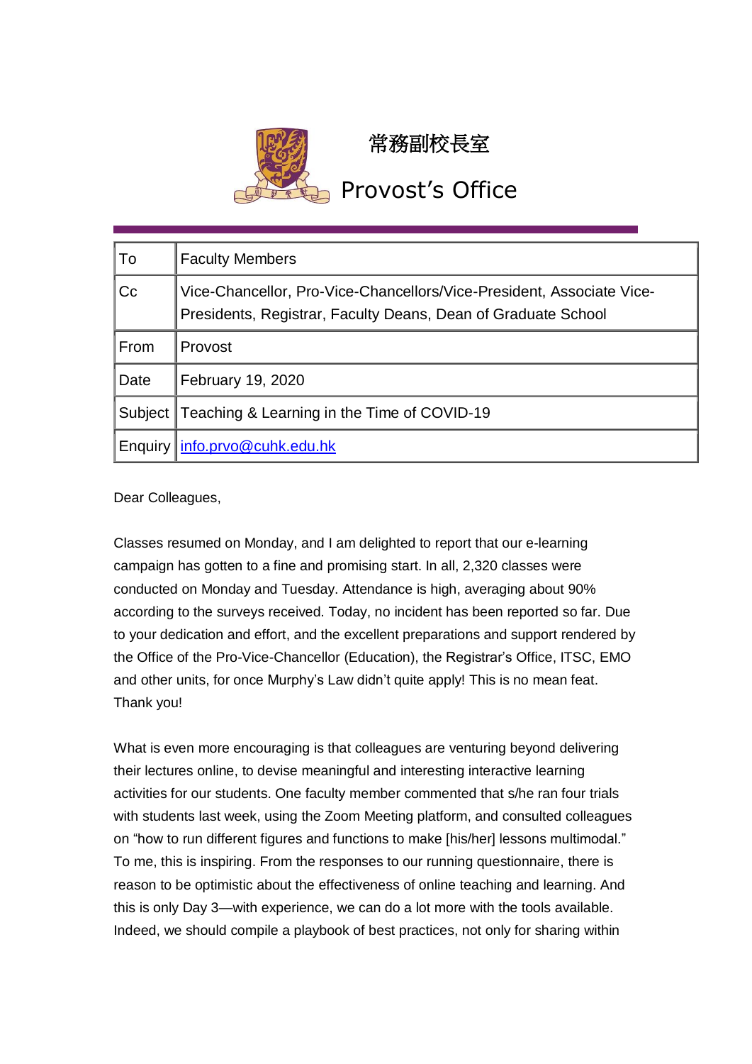常務副校長室

Provost's Office

| | |
|---|---|
| To | Faculty Members |
| Cc | Vice-Chancellor, Pro-Vice-Chancellors/Vice-President, Associate Vice-Presidents, Registrar, Faculty Deans, Dean of Graduate School |
| From | Provost |
| Date | February 19, 2020 |
| Subject | Teaching & Learning in the Time of COVID-19 |
| Enquiry | info.prvo@cuhk.edu.hk |

Dear Colleagues,

Classes resumed on Monday, and I am delighted to report that our e-learning campaign has gotten to a fine and promising start. In all, 2,320 classes were conducted on Monday and Tuesday. Attendance is high, averaging about 90% according to the surveys received. Today, no incident has been reported so far. Due to your dedication and effort, and the excellent preparations and support rendered by the Office of the Pro-Vice-Chancellor (Education), the Registrar's Office, ITSC, EMO and other units, for once Murphy's Law didn't quite apply! This is no mean feat. Thank you!

What is even more encouraging is that colleagues are venturing beyond delivering their lectures online, to devise meaningful and interesting interactive learning activities for our students. One faculty member commented that s/he ran four trials with students last week, using the Zoom Meeting platform, and consulted colleagues on "how to run different figures and functions to make [his/her] lessons multimodal." To me, this is inspiring. From the responses to our running questionnaire, there is reason to be optimistic about the effectiveness of online teaching and learning. And this is only Day 3—with experience, we can do a lot more with the tools available. Indeed, we should compile a playbook of best practices, not only for sharing within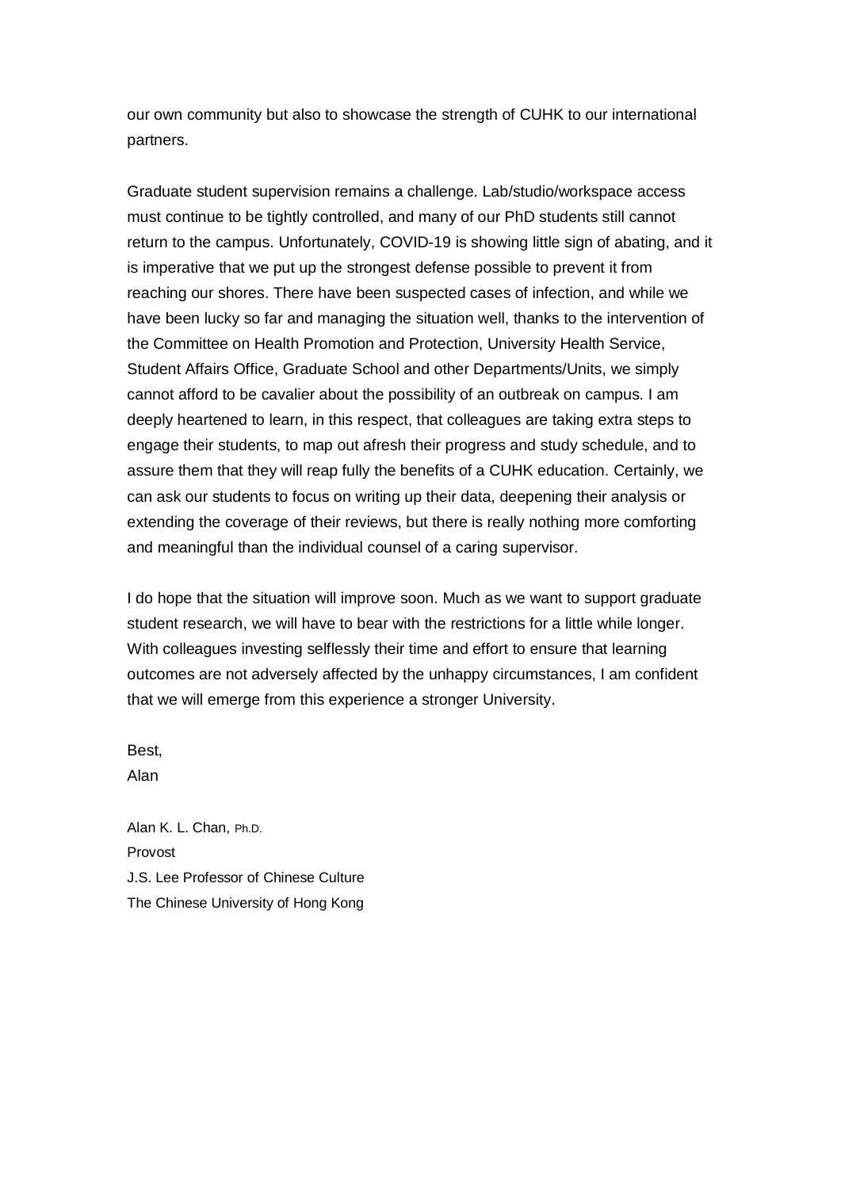our own community but also to showcase the strength of CUHK to our international partners.

Graduate student supervision remains a challenge. Lab/studio/workspace access must continue to be tightly controlled, and many of our PhD students still cannot return to the campus. Unfortunately, COVID-19 is showing little sign of abating, and it is imperative that we put up the strongest defense possible to prevent it from reaching our shores. There have been suspected cases of infection, and while we have been lucky so far and managing the situation well, thanks to the intervention of the Committee on Health Promotion and Protection, University Health Service, Student Affairs Office, Graduate School and other Departments/Units, we simply cannot afford to be cavalier about the possibility of an outbreak on campus. I am deeply heartened to learn, in this respect, that colleagues are taking extra steps to engage their students, to map out afresh their progress and study schedule, and to assure them that they will reap fully the benefits of a CUHK education. Certainly, we can ask our students to focus on writing up their data, deepening their analysis or extending the coverage of their reviews, but there is really nothing more comforting and meaningful than the individual counsel of a caring supervisor.

I do hope that the situation will improve soon. Much as we want to support graduate student research, we will have to bear with the restrictions for a little while longer. With colleagues investing selflessly their time and effort to ensure that learning outcomes are not adversely affected by the unhappy circumstances, I am confident that we will emerge from this experience a stronger University.

Best,
Alan

Alan K. L. Chan, Ph.D.
Provost
J.S. Lee Professor of Chinese Culture
The Chinese University of Hong Kong